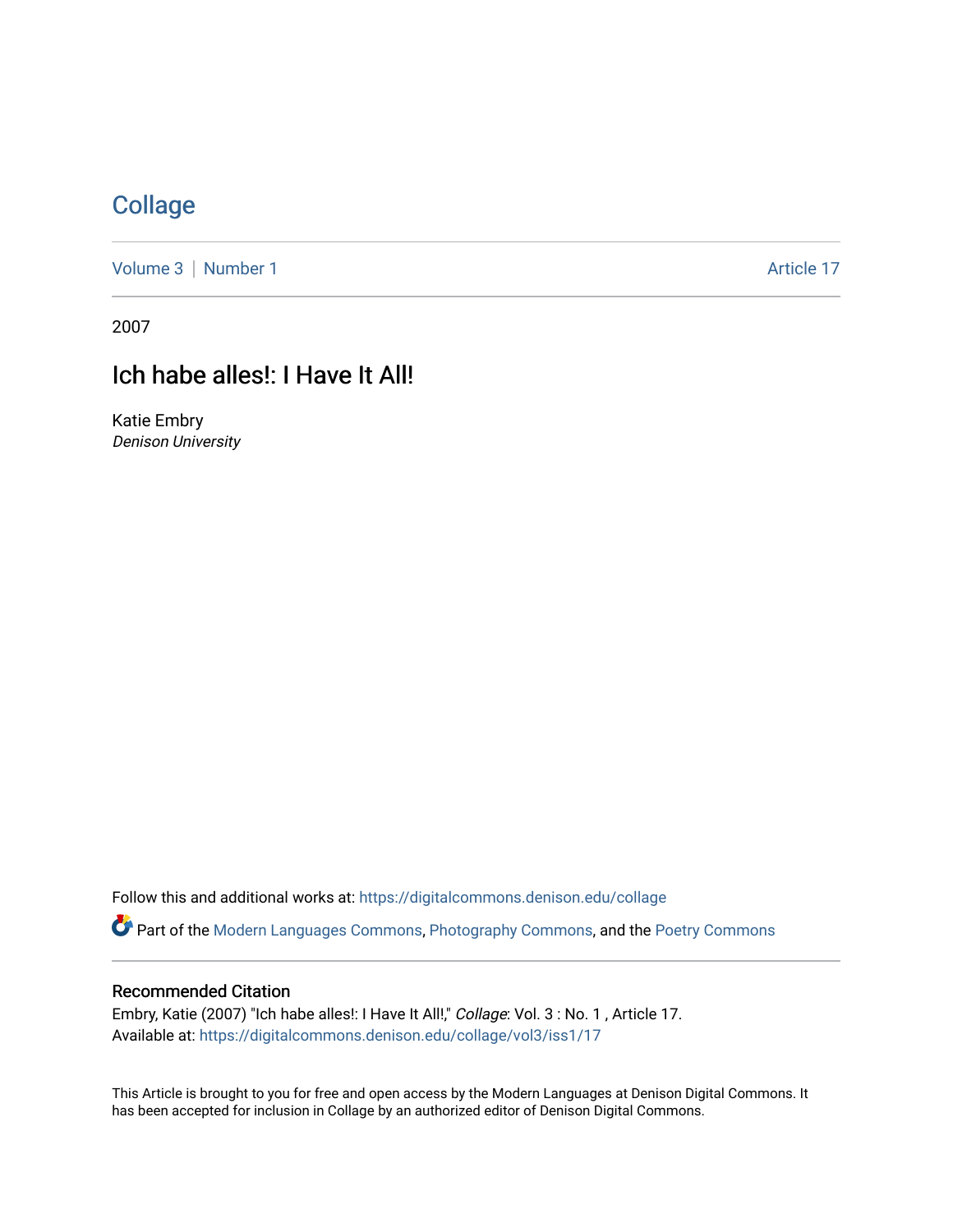# Collage

Volume 3 | Number 1 Article 17

2007

## Ich habe alles!: I Have It All!

Katie Embry
*Denison University*

Follow this and additional works at: https://digitalcommons.denison.edu/collage

Part of the Modern Languages Commons, Photography Commons, and the Poetry Commons

### Recommended Citation

Embry, Katie (2007) "Ich habe alles!: I Have It All!," *Collage*: Vol. 3 : No. 1 , Article 17.
Available at: https://digitalcommons.denison.edu/collage/vol3/iss1/17

This Article is brought to you for free and open access by the Modern Languages at Denison Digital Commons. It has been accepted for inclusion in Collage by an authorized editor of Denison Digital Commons.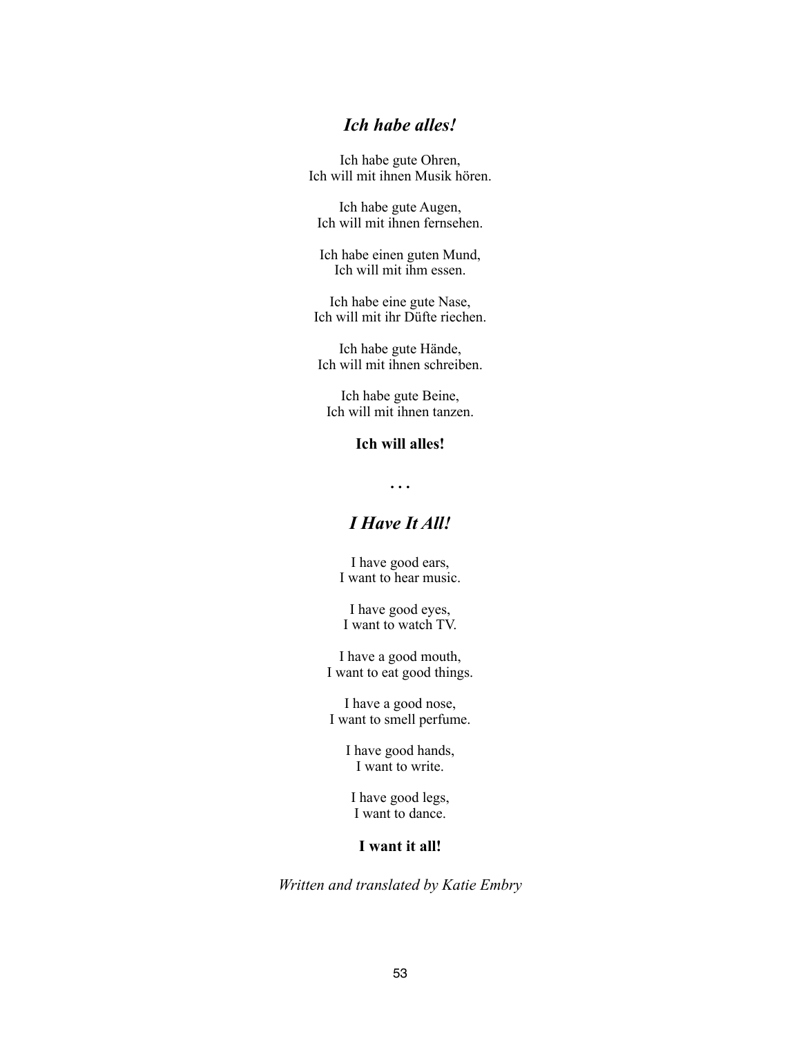## *Ich habe alles!*

Ich habe gute Ohren,
Ich will mit ihnen Musik hören.

Ich habe gute Augen,
Ich will mit ihnen fernsehen.

Ich habe einen guten Mund,
Ich will mit ihm essen.

Ich habe eine gute Nase,
Ich will mit ihr Düfte riechen.

Ich habe gute Hände,
Ich will mit ihnen schreiben.

Ich habe gute Beine,
Ich will mit ihnen tanzen.

**Ich will alles!**

. . .

## *I Have It All!*

I have good ears,
I want to hear music.

I have good eyes,
I want to watch TV.

I have a good mouth,
I want to eat good things.

I have a good nose,
I want to smell perfume.

I have good hands,
I want to write.

I have good legs,
I want to dance.

**I want it all!**

*Written and translated by Katie Embry*